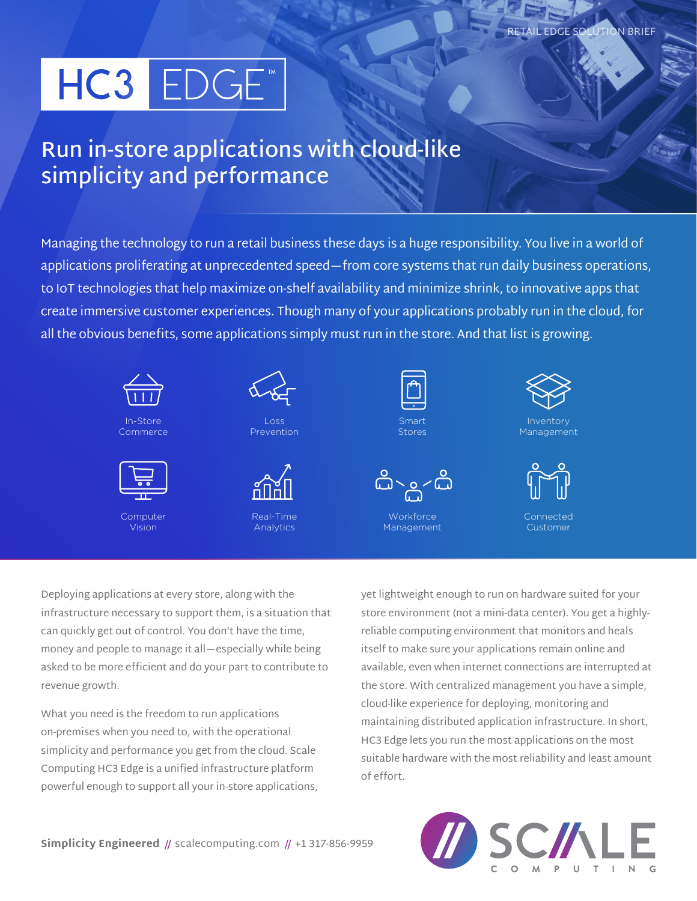RETAIL EDGE SOLUTION BRIEF

# HC3 EDGE™

## Run in-store applications with cloud-like simplicity and performance

Managing the technology to run a retail business these days is a huge responsibility. You live in a world of applications proliferating at unprecedented speed—from core systems that run daily business operations, to IoT technologies that help maximize on-shelf availability and minimize shrink, to innovative apps that create immersive customer experiences. Though many of your applications probably run in the cloud, for all the obvious benefits, some applications simply must run in the store. And that list is growing.

- In-Store Commerce
- Loss Prevention
- Smart Stores
- Inventory Management
- Computer Vision
- Real-Time Analytics
- Workforce Management
- Connected Customer

Deploying applications at every store, along with the infrastructure necessary to support them, is a situation that can quickly get out of control. You don't have the time, money and people to manage it all—especially while being asked to be more efficient and do your part to contribute to revenue growth.

What you need is the freedom to run applications on-premises when you need to, with the operational simplicity and performance you get from the cloud. Scale Computing HC3 Edge is a unified infrastructure platform powerful enough to support all your in-store applications, yet lightweight enough to run on hardware suited for your store environment (not a mini-data center). You get a highly-reliable computing environment that monitors and heals itself to make sure your applications remain online and available, even when internet connections are interrupted at the store. With centralized management you have a simple, cloud-like experience for deploying, monitoring and maintaining distributed application infrastructure. In short, HC3 Edge lets you run the most applications on the most suitable hardware with the most reliability and least amount of effort.

**Simplicity Engineered** // scalecomputing.com // +1 317-856-9959

SCALE COMPUTING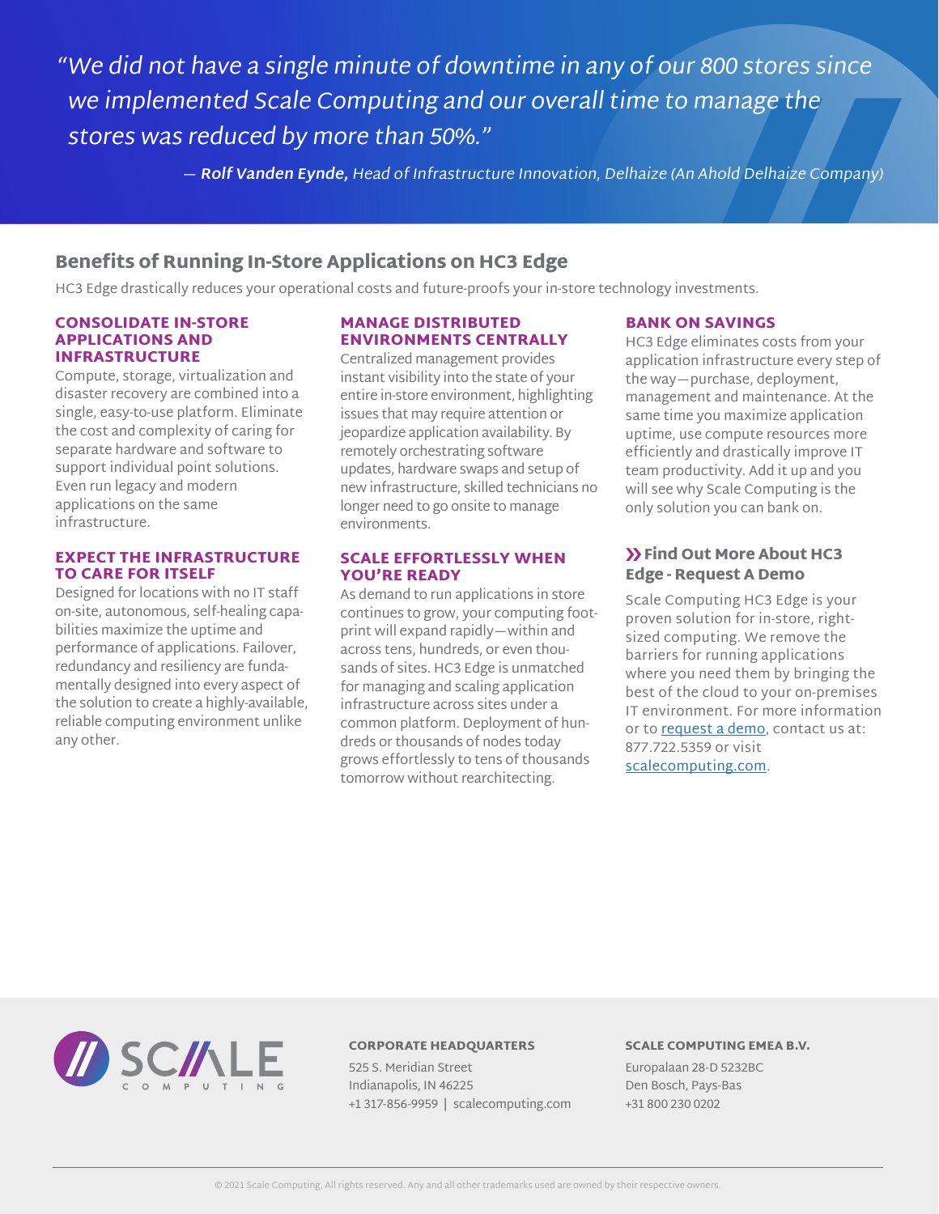*"We did not have a single minute of downtime in any of our 800 stores since we implemented Scale Computing and our overall time to manage the stores was reduced by more than 50%."*

— ***Rolf Vanden Eynde,*** *Head of Infrastructure Innovation, Delhaize (An Ahold Delhaize Company)*

## Benefits of Running In-Store Applications on HC3 Edge

HC3 Edge drastically reduces your operational costs and future-proofs your in-store technology investments.

### CONSOLIDATE IN-STORE APPLICATIONS AND INFRASTRUCTURE

Compute, storage, virtualization and disaster recovery are combined into a single, easy-to-use platform. Eliminate the cost and complexity of caring for separate hardware and software to support individual point solutions. Even run legacy and modern applications on the same infrastructure.

### EXPECT THE INFRASTRUCTURE TO CARE FOR ITSELF

Designed for locations with no IT staff on-site, autonomous, self-healing capabilities maximize the uptime and performance of applications. Failover, redundancy and resiliency are fundamentally designed into every aspect of the solution to create a highly-available, reliable computing environment unlike any other.

### MANAGE DISTRIBUTED ENVIRONMENTS CENTRALLY

Centralized management provides instant visibility into the state of your entire in-store environment, highlighting issues that may require attention or jeopardize application availability. By remotely orchestrating software updates, hardware swaps and setup of new infrastructure, skilled technicians no longer need to go onsite to manage environments.

### SCALE EFFORTLESSLY WHEN YOU'RE READY

As demand to run applications in store continues to grow, your computing footprint will expand rapidly—within and across tens, hundreds, or even thousands of sites. HC3 Edge is unmatched for managing and scaling application infrastructure across sites under a common platform. Deployment of hundreds or thousands of nodes today grows effortlessly to tens of thousands tomorrow without rearchitecting.

### BANK ON SAVINGS

HC3 Edge eliminates costs from your application infrastructure every step of the way—purchase, deployment, management and maintenance. At the same time you maximize application uptime, use compute resources more efficiently and drastically improve IT team productivity. Add it up and you will see why Scale Computing is the only solution you can bank on.

### Find Out More About HC3 Edge - Request A Demo

Scale Computing HC3 Edge is your proven solution for in-store, right-sized computing. We remove the barriers for running applications where you need them by bringing the best of the cloud to your on-premises IT environment. For more information or to request a demo, contact us at: 877.722.5359 or visit scalecomputing.com.

SCALE COMPUTING

**CORPORATE HEADQUARTERS**
525 S. Meridian Street
Indianapolis, IN 46225
+1 317-856-9959 | scalecomputing.com

**SCALE COMPUTING EMEA B.V.**
Europalaan 28-D 5232BC
Den Bosch, Pays-Bas
+31 800 230 0202

© 2021 Scale Computing, All rights reserved. Any and all other trademarks used are owned by their respective owners.